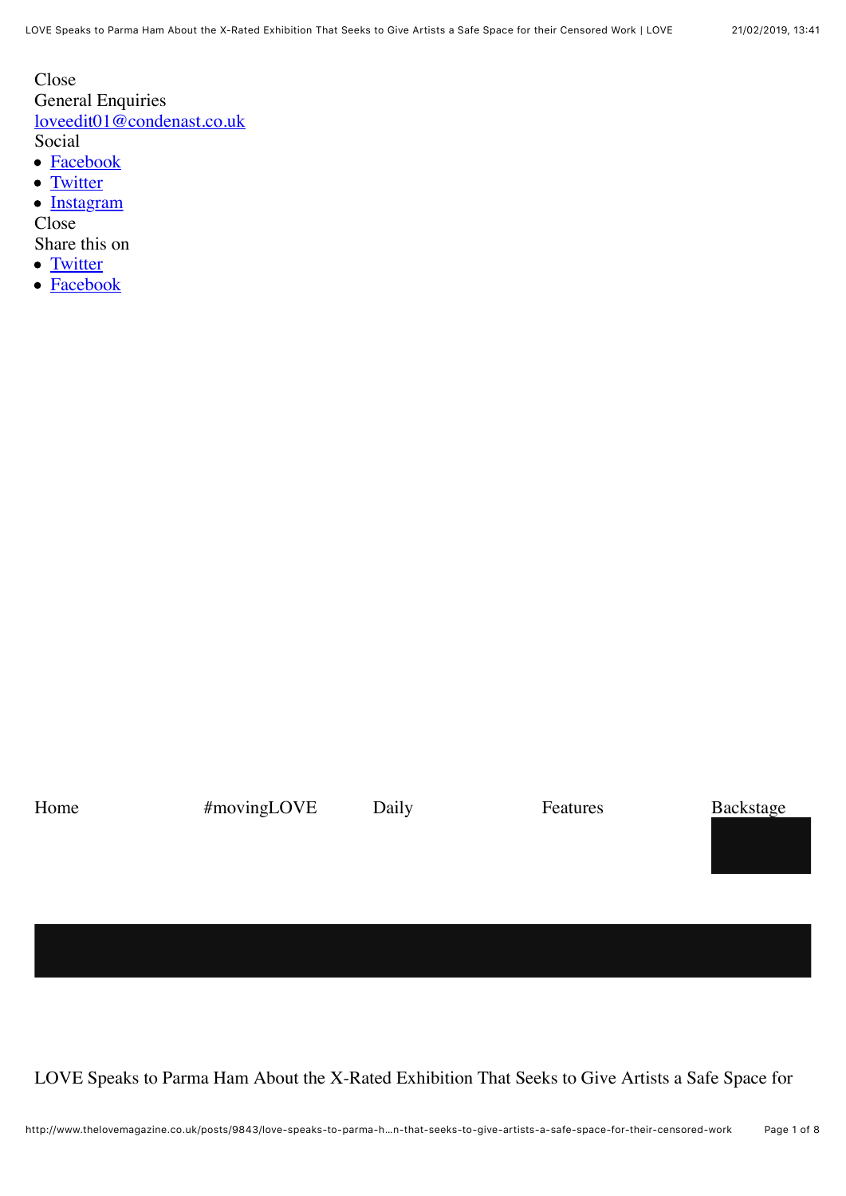Close

General Enquiries

loveedit01@condenast.co.uk

Social

- Facebook
- Twitter
- Instagram

Close

Share this on

- Twitter
- Facebook

Home #movingLOVE Daily Features Backstage

LOVE Speaks to Parma Ham About the X-Rated Exhibition That Seeks to Give Artists a Safe Space for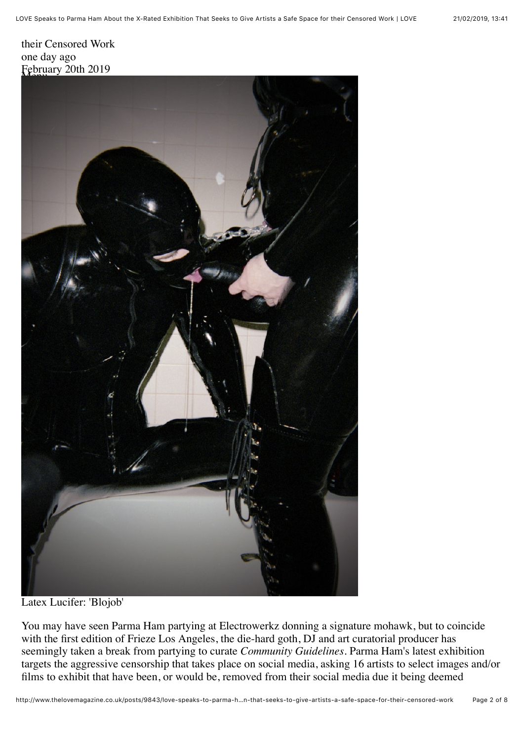their Censored Work
one day ago
February 20th 2019

Latex Lucifer: 'Blojob'

You may have seen Parma Ham partying at Electrowerkz donning a signature mohawk, but to coincide with the first edition of Frieze Los Angeles, the die-hard goth, DJ and art curatorial producer has seemingly taken a break from partying to curate *Community Guidelines*. Parma Ham's latest exhibition targets the aggressive censorship that takes place on social media, asking 16 artists to select images and/or films to exhibit that have been, or would be, removed from their social media due it being deemed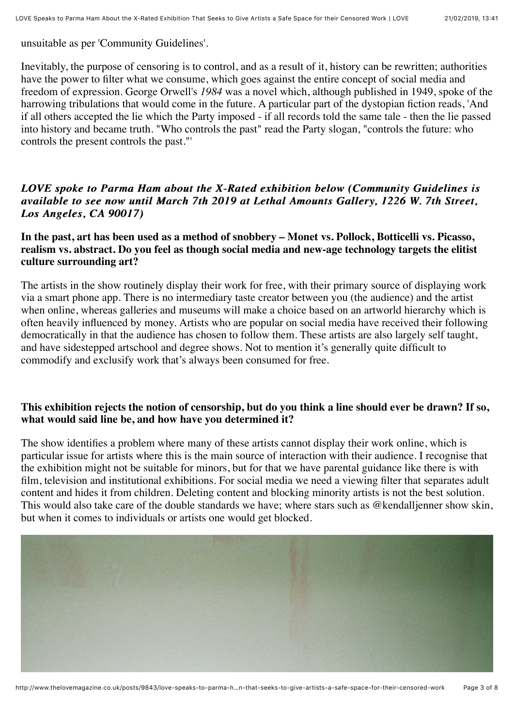unsuitable as per 'Community Guidelines'.

Inevitably, the purpose of censoring is to control, and as a result of it, history can be rewritten; authorities have the power to filter what we consume, which goes against the entire concept of social media and freedom of expression. George Orwell's *1984* was a novel which, although published in 1949, spoke of the harrowing tribulations that would come in the future. A particular part of the dystopian fiction reads, 'And if all others accepted the lie which the Party imposed - if all records told the same tale - then the lie passed into history and became truth. "Who controls the past" read the Party slogan, "controls the future: who controls the present controls the past."'

***LOVE spoke to Parma Ham about the X-Rated exhibition below (Community Guidelines is available to see now until March 7th 2019 at Lethal Amounts Gallery, 1226 W. 7th Street, Los Angeles, CA 90017)***

**In the past, art has been used as a method of snobbery – Monet vs. Pollock, Botticelli vs. Picasso, realism vs. abstract. Do you feel as though social media and new-age technology targets the elitist culture surrounding art?**

The artists in the show routinely display their work for free, with their primary source of displaying work via a smart phone app. There is no intermediary taste creator between you (the audience) and the artist when online, whereas galleries and museums will make a choice based on an artworld hierarchy which is often heavily influenced by money. Artists who are popular on social media have received their following democratically in that the audience has chosen to follow them. These artists are also largely self taught, and have sidestepped artschool and degree shows. Not to mention it's generally quite difficult to commodify and exclusify work that's always been consumed for free.

**This exhibition rejects the notion of censorship, but do you think a line should ever be drawn? If so, what would said line be, and how have you determined it?**

The show identifies a problem where many of these artists cannot display their work online, which is particular issue for artists where this is the main source of interaction with their audience. I recognise that the exhibition might not be suitable for minors, but for that we have parental guidance like there is with film, television and institutional exhibitions. For social media we need a viewing filter that separates adult content and hides it from children. Deleting content and blocking minority artists is not the best solution. This would also take care of the double standards we have; where stars such as @kendalljenner show skin, but when it comes to individuals or artists one would get blocked.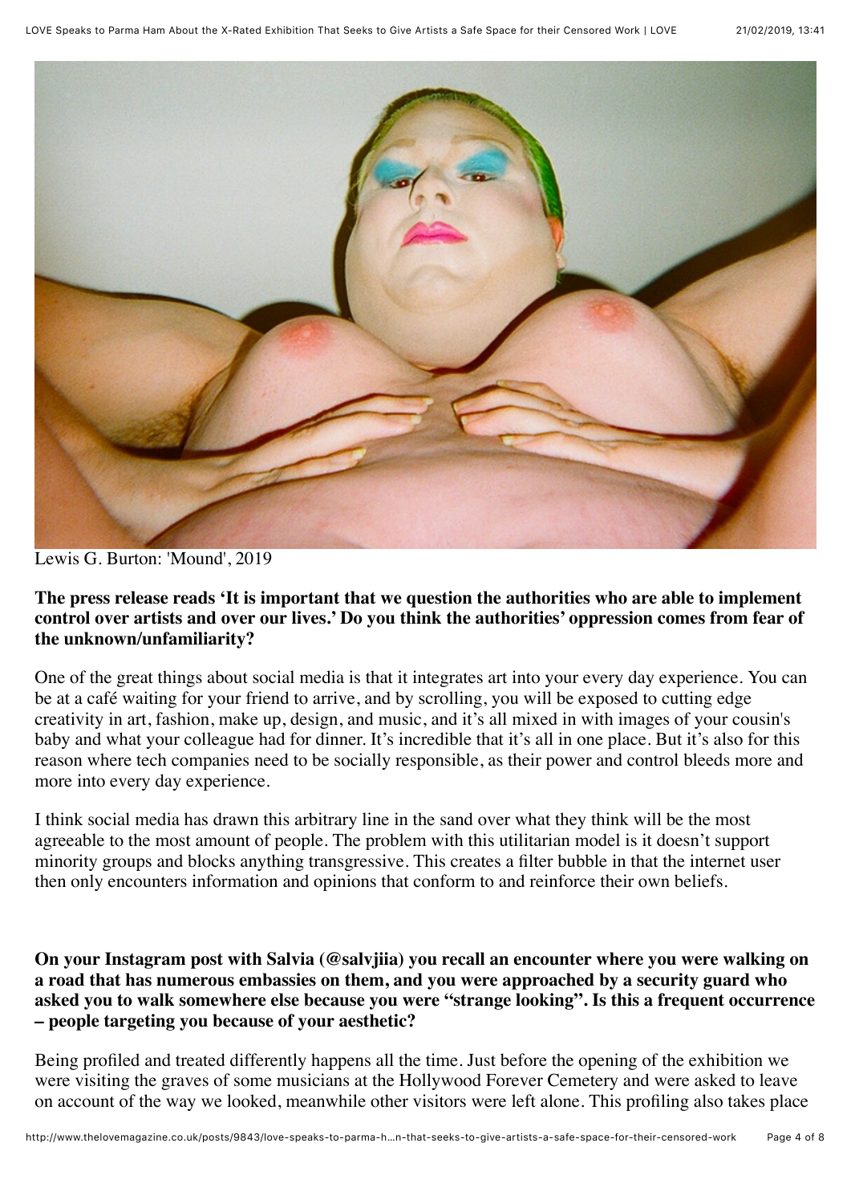Lewis G. Burton: 'Mound', 2019

**The press release reads 'It is important that we question the authorities who are able to implement control over artists and over our lives.' Do you think the authorities' oppression comes from fear of the unknown/unfamiliarity?**

One of the great things about social media is that it integrates art into your every day experience. You can be at a café waiting for your friend to arrive, and by scrolling, you will be exposed to cutting edge creativity in art, fashion, make up, design, and music, and it's all mixed in with images of your cousin's baby and what your colleague had for dinner. It's incredible that it's all in one place. But it's also for this reason where tech companies need to be socially responsible, as their power and control bleeds more and more into every day experience.

I think social media has drawn this arbitrary line in the sand over what they think will be the most agreeable to the most amount of people. The problem with this utilitarian model is it doesn't support minority groups and blocks anything transgressive. This creates a filter bubble in that the internet user then only encounters information and opinions that conform to and reinforce their own beliefs.

**On your Instagram post with Salvia (@salvjiia) you recall an encounter where you were walking on a road that has numerous embassies on them, and you were approached by a security guard who asked you to walk somewhere else because you were "strange looking". Is this a frequent occurrence – people targeting you because of your aesthetic?**

Being profiled and treated differently happens all the time. Just before the opening of the exhibition we were visiting the graves of some musicians at the Hollywood Forever Cemetery and were asked to leave on account of the way we looked, meanwhile other visitors were left alone. This profiling also takes place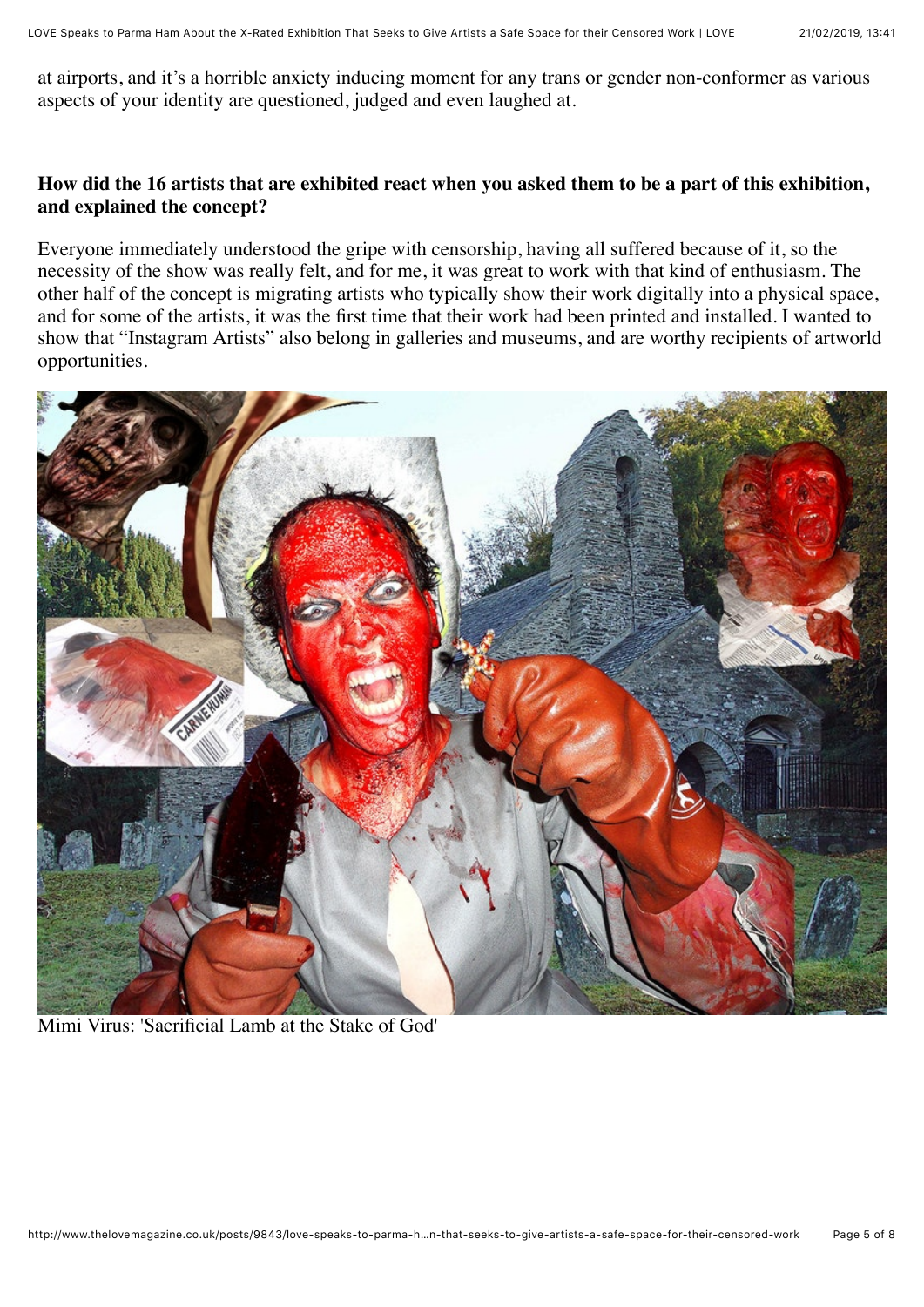at airports, and it's a horrible anxiety inducing moment for any trans or gender non-conformer as various aspects of your identity are questioned, judged and even laughed at.

**How did the 16 artists that are exhibited react when you asked them to be a part of this exhibition, and explained the concept?**

Everyone immediately understood the gripe with censorship, having all suffered because of it, so the necessity of the show was really felt, and for me, it was great to work with that kind of enthusiasm. The other half of the concept is migrating artists who typically show their work digitally into a physical space, and for some of the artists, it was the first time that their work had been printed and installed. I wanted to show that "Instagram Artists" also belong in galleries and museums, and are worthy recipients of artworld opportunities.

Mimi Virus: 'Sacrificial Lamb at the Stake of God'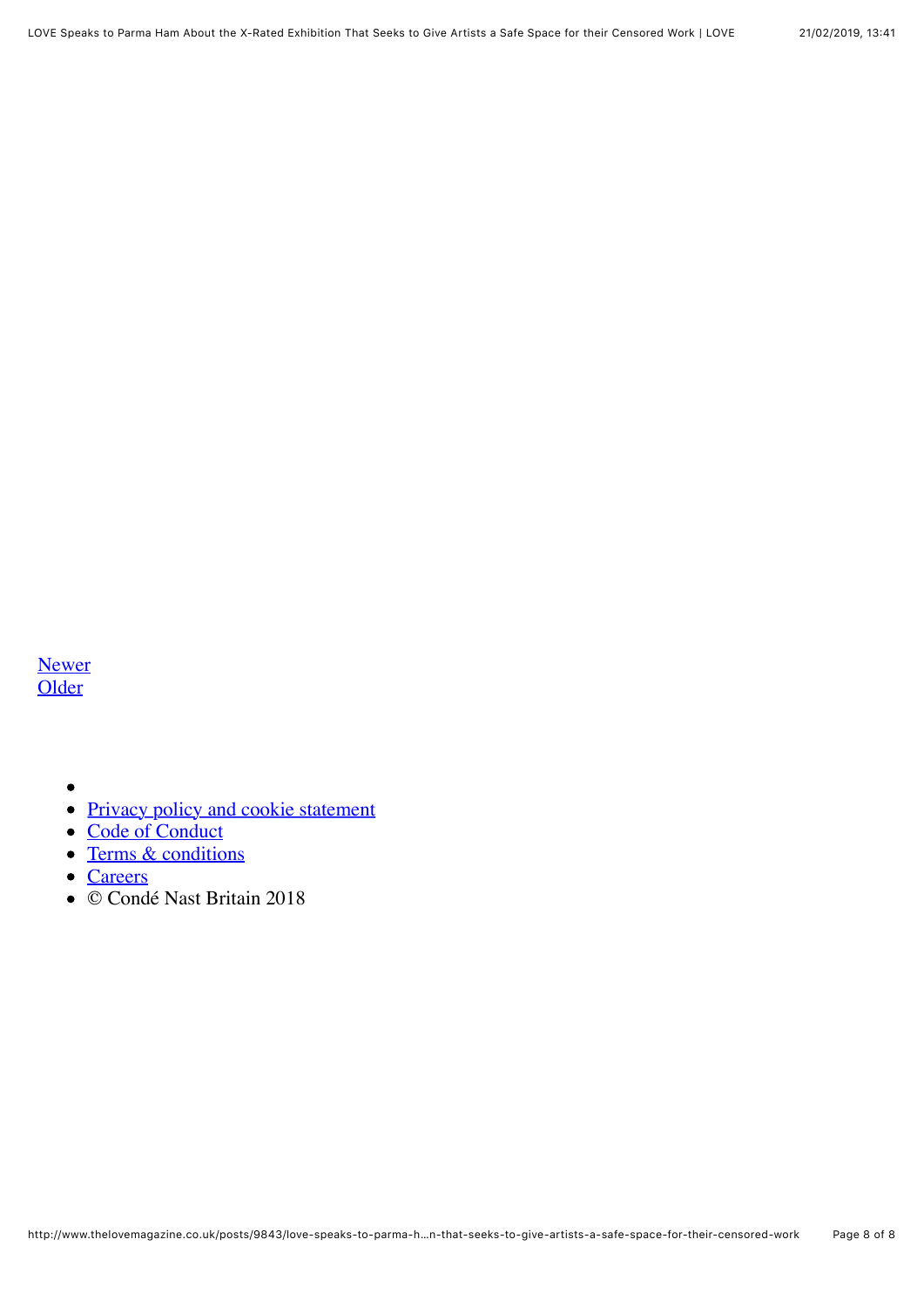Newer
Older

- 
- Privacy policy and cookie statement
- Code of Conduct
- Terms & conditions
- Careers
- © Condé Nast Britain 2018